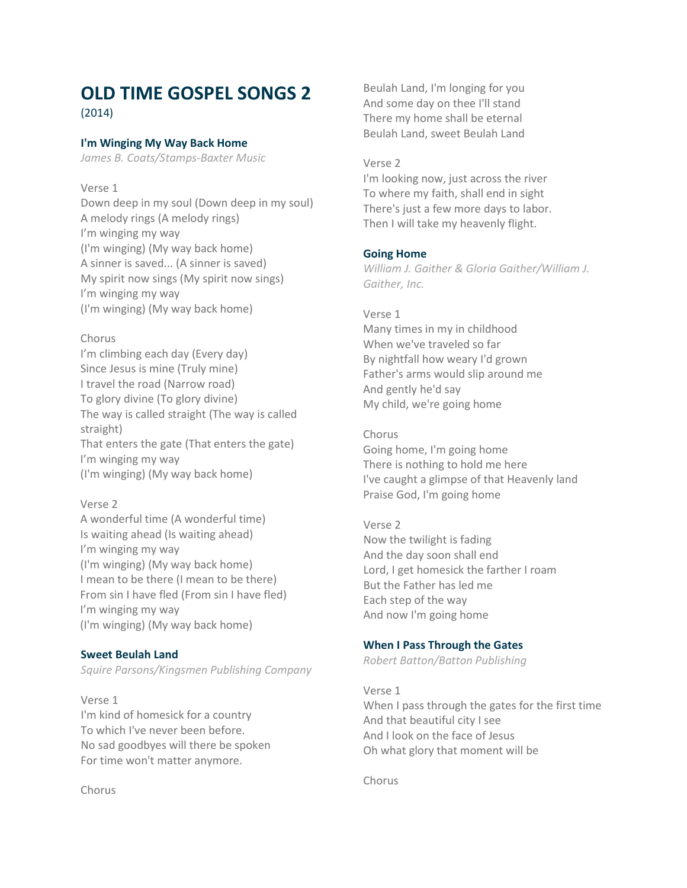# OLD TIME GOSPEL SONGS 2

(2014)

### I'm Winging My Way Back Home

*James B. Coats/Stamps-Baxter Music*

Verse 1
Down deep in my soul (Down deep in my soul)
A melody rings (A melody rings)
I'm winging my way
(I'm winging) (My way back home)
A sinner is saved... (A sinner is saved)
My spirit now sings (My spirit now sings)
I'm winging my way
(I'm winging) (My way back home)

Chorus
I'm climbing each day (Every day)
Since Jesus is mine (Truly mine)
I travel the road (Narrow road)
To glory divine (To glory divine)
The way is called straight (The way is called straight)
That enters the gate (That enters the gate)
I'm winging my way
(I'm winging) (My way back home)

Verse 2
A wonderful time (A wonderful time)
Is waiting ahead (Is waiting ahead)
I'm winging my way
(I'm winging) (My way back home)
I mean to be there (I mean to be there)
From sin I have fled (From sin I have fled)
I'm winging my way
(I'm winging) (My way back home)

### Sweet Beulah Land

*Squire Parsons/Kingsmen Publishing Company*

Verse 1
I'm kind of homesick for a country
To which I've never been before.
No sad goodbyes will there be spoken
For time won't matter anymore.

Chorus
Beulah Land, I'm longing for you
And some day on thee I'll stand
There my home shall be eternal
Beulah Land, sweet Beulah Land

Verse 2
I'm looking now, just across the river
To where my faith, shall end in sight
There's just a few more days to labor.
Then I will take my heavenly flight.

### Going Home

*William J. Gaither & Gloria Gaither/William J. Gaither, Inc.*

Verse 1
Many times in my in childhood
When we've traveled so far
By nightfall how weary I'd grown
Father's arms would slip around me
And gently he'd say
My child, we're going home

Chorus
Going home, I'm going home
There is nothing to hold me here
I've caught a glimpse of that Heavenly land
Praise God, I'm going home

Verse 2
Now the twilight is fading
And the day soon shall end
Lord, I get homesick the farther I roam
But the Father has led me
Each step of the way
And now I'm going home

### When I Pass Through the Gates

*Robert Batton/Batton Publishing*

Verse 1
When I pass through the gates for the first time
And that beautiful city I see
And I look on the face of Jesus
Oh what glory that moment will be

Chorus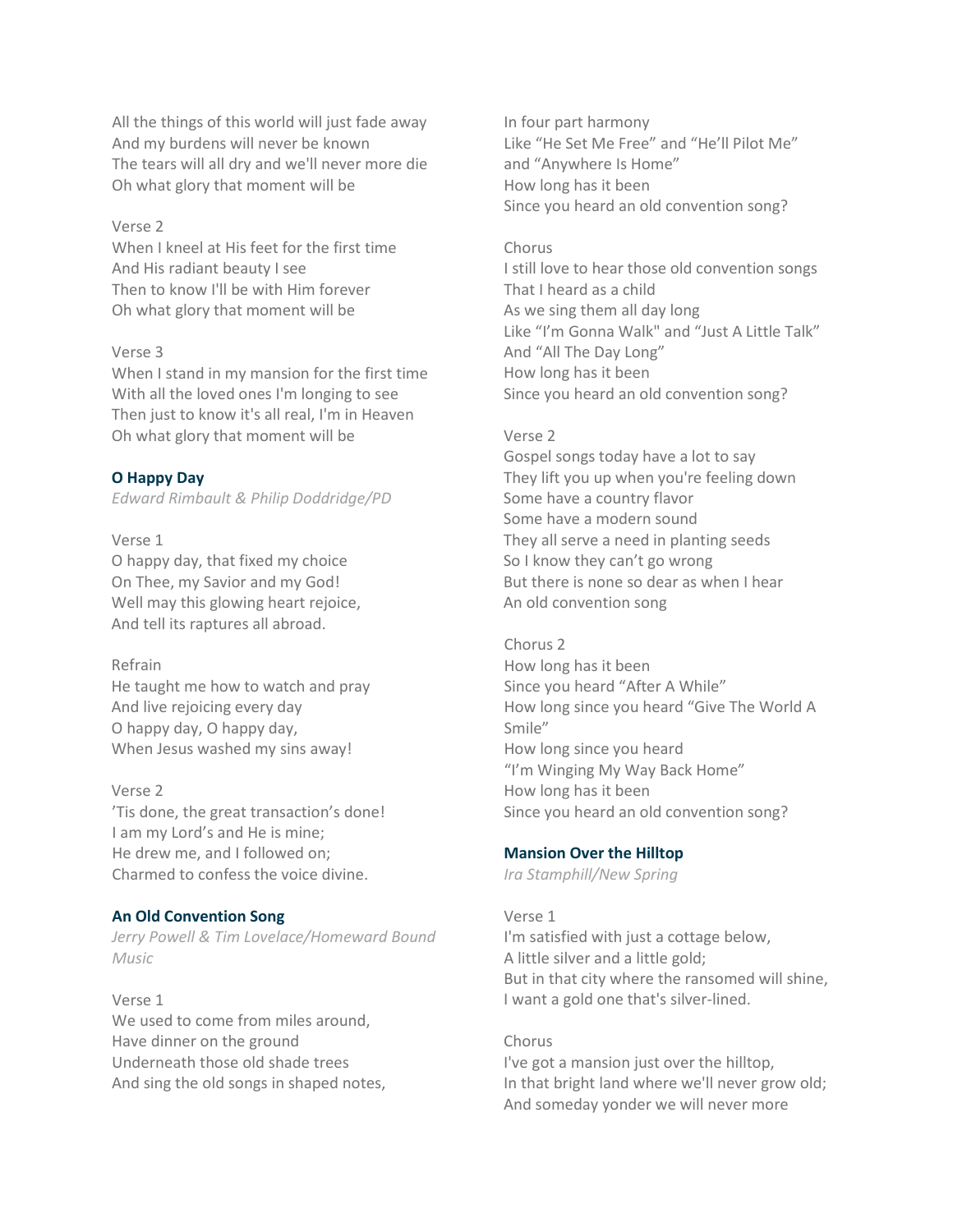All the things of this world will just fade away
And my burdens will never be known
The tears will all dry and we'll never more die
Oh what glory that moment will be

Verse 2
When I kneel at His feet for the first time
And His radiant beauty I see
Then to know I'll be with Him forever
Oh what glory that moment will be

Verse 3
When I stand in my mansion for the first time
With all the loved ones I'm longing to see
Then just to know it's all real, I'm in Heaven
Oh what glory that moment will be

### O Happy Day

*Edward Rimbault & Philip Doddridge/PD*

Verse 1
O happy day, that fixed my choice
On Thee, my Savior and my God!
Well may this glowing heart rejoice,
And tell its raptures all abroad.

Refrain
He taught me how to watch and pray
And live rejoicing every day
O happy day, O happy day,
When Jesus washed my sins away!

Verse 2
'Tis done, the great transaction's done!
I am my Lord's and He is mine;
He drew me, and I followed on;
Charmed to confess the voice divine.

### An Old Convention Song

*Jerry Powell & Tim Lovelace/Homeward Bound Music*

Verse 1
We used to come from miles around,
Have dinner on the ground
Underneath those old shade trees
And sing the old songs in shaped notes,
In four part harmony
Like "He Set Me Free" and "He'll Pilot Me"
and "Anywhere Is Home"
How long has it been
Since you heard an old convention song?

Chorus
I still love to hear those old convention songs
That I heard as a child
As we sing them all day long
Like "I'm Gonna Walk" and "Just A Little Talk"
And "All The Day Long"
How long has it been
Since you heard an old convention song?

Verse 2
Gospel songs today have a lot to say
They lift you up when you're feeling down
Some have a country flavor
Some have a modern sound
They all serve a need in planting seeds
So I know they can't go wrong
But there is none so dear as when I hear
An old convention song

Chorus 2
How long has it been
Since you heard "After A While"
How long since you heard "Give The World A Smile"
How long since you heard
"I'm Winging My Way Back Home"
How long has it been
Since you heard an old convention song?

### Mansion Over the Hilltop

*Ira Stamphill/New Spring*

Verse 1
I'm satisfied with just a cottage below,
A little silver and a little gold;
But in that city where the ransomed will shine,
I want a gold one that's silver-lined.

Chorus
I've got a mansion just over the hilltop,
In that bright land where we'll never grow old;
And someday yonder we will never more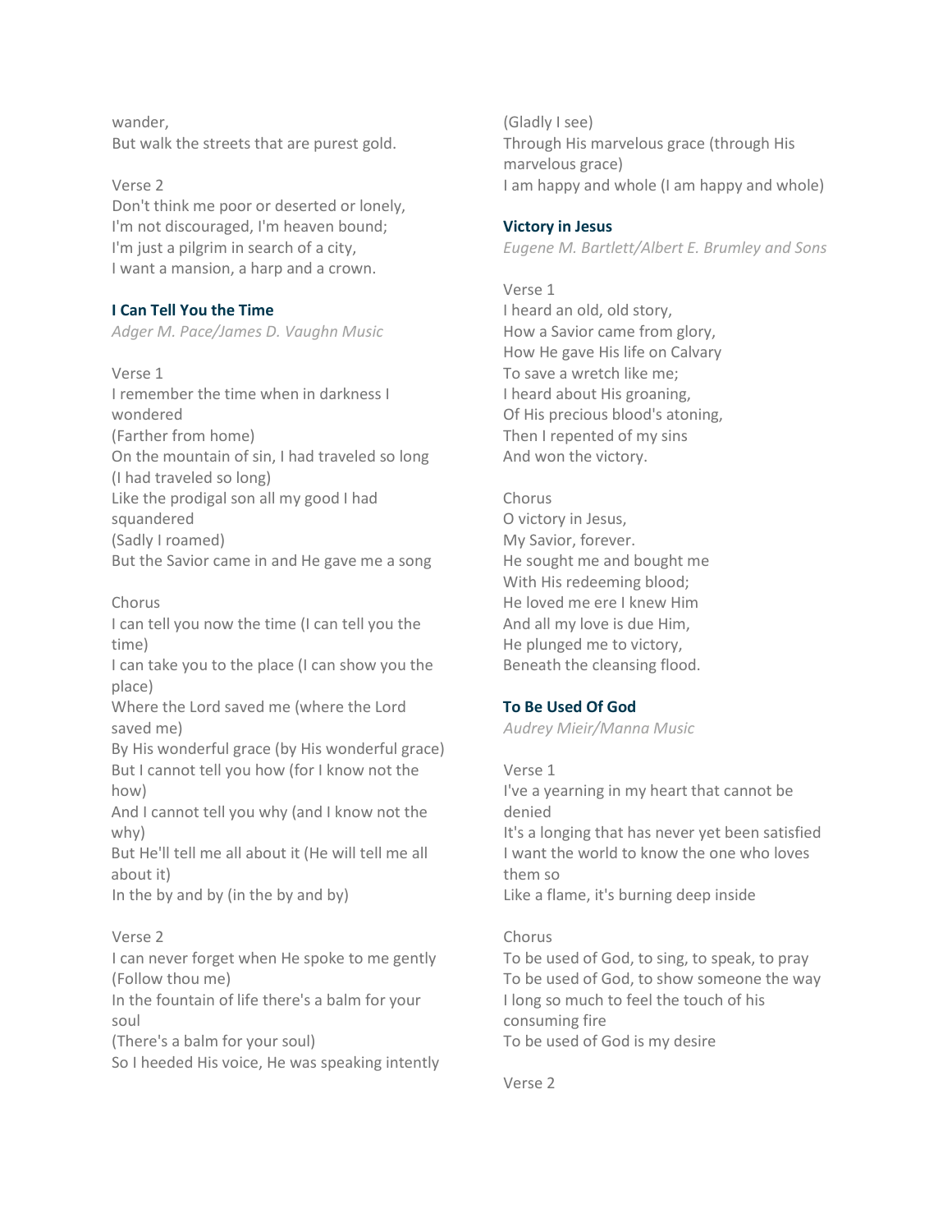wander,
But walk the streets that are purest gold.

Verse 2
Don't think me poor or deserted or lonely,
I'm not discouraged, I'm heaven bound;
I'm just a pilgrim in search of a city,
I want a mansion, a harp and a crown.

### I Can Tell You the Time

*Adger M. Pace/James D. Vaughn Music*

Verse 1
I remember the time when in darkness I wondered
(Farther from home)
On the mountain of sin, I had traveled so long
(I had traveled so long)
Like the prodigal son all my good I had squandered
(Sadly I roamed)
But the Savior came in and He gave me a song

Chorus
I can tell you now the time (I can tell you the time)
I can take you to the place (I can show you the place)
Where the Lord saved me (where the Lord saved me)
By His wonderful grace (by His wonderful grace)
But I cannot tell you how (for I know not the how)
And I cannot tell you why (and I know not the why)
But He'll tell me all about it (He will tell me all about it)
In the by and by (in the by and by)

Verse 2
I can never forget when He spoke to me gently
(Follow thou me)
In the fountain of life there's a balm for your soul
(There's a balm for your soul)
So I heeded His voice, He was speaking intently
(Gladly I see)
Through His marvelous grace (through His marvelous grace)
I am happy and whole (I am happy and whole)

### Victory in Jesus

*Eugene M. Bartlett/Albert E. Brumley and Sons*

Verse 1
I heard an old, old story,
How a Savior came from glory,
How He gave His life on Calvary
To save a wretch like me;
I heard about His groaning,
Of His precious blood's atoning,
Then I repented of my sins
And won the victory.

Chorus
O victory in Jesus,
My Savior, forever.
He sought me and bought me
With His redeeming blood;
He loved me ere I knew Him
And all my love is due Him,
He plunged me to victory,
Beneath the cleansing flood.

### To Be Used Of God

*Audrey Mieir/Manna Music*

Verse 1
I've a yearning in my heart that cannot be denied
It's a longing that has never yet been satisfied
I want the world to know the one who loves them so
Like a flame, it's burning deep inside

Chorus
To be used of God, to sing, to speak, to pray
To be used of God, to show someone the way
I long so much to feel the touch of his consuming fire
To be used of God is my desire

Verse 2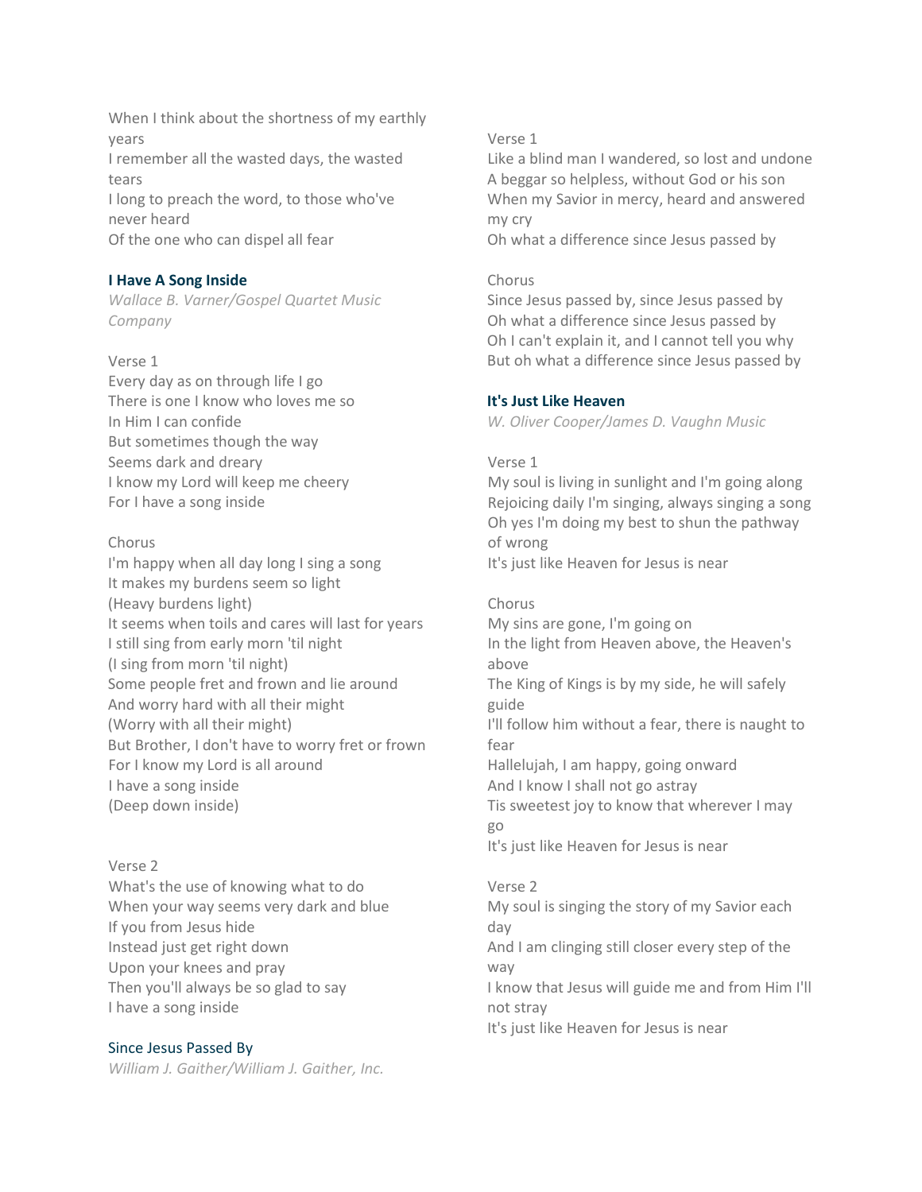When I think about the shortness of my earthly years
I remember all the wasted days, the wasted tears
I long to preach the word, to those who've never heard
Of the one who can dispel all fear

### I Have A Song Inside

*Wallace B. Varner/Gospel Quartet Music Company*

Verse 1
Every day as on through life I go
There is one I know who loves me so
In Him I can confide
But sometimes though the way
Seems dark and dreary
I know my Lord will keep me cheery
For I have a song inside

Chorus
I'm happy when all day long I sing a song
It makes my burdens seem so light
(Heavy burdens light)
It seems when toils and cares will last for years
I still sing from early morn 'til night
(I sing from morn 'til night)
Some people fret and frown and lie around
And worry hard with all their might
(Worry with all their might)
But Brother, I don't have to worry fret or frown
For I know my Lord is all around
I have a song inside
(Deep down inside)

Verse 2
What's the use of knowing what to do
When your way seems very dark and blue
If you from Jesus hide
Instead just get right down
Upon your knees and pray
Then you'll always be so glad to say
I have a song inside

### Since Jesus Passed By

*William J. Gaither/William J. Gaither, Inc.*

Verse 1
Like a blind man I wandered, so lost and undone
A beggar so helpless, without God or his son
When my Savior in mercy, heard and answered my cry
Oh what a difference since Jesus passed by

Chorus
Since Jesus passed by, since Jesus passed by
Oh what a difference since Jesus passed by
Oh I can't explain it, and I cannot tell you why
But oh what a difference since Jesus passed by

### It's Just Like Heaven

*W. Oliver Cooper/James D. Vaughn Music*

Verse 1
My soul is living in sunlight and I'm going along
Rejoicing daily I'm singing, always singing a song
Oh yes I'm doing my best to shun the pathway of wrong
It's just like Heaven for Jesus is near

Chorus
My sins are gone, I'm going on
In the light from Heaven above, the Heaven's above
The King of Kings is by my side, he will safely guide
I'll follow him without a fear, there is naught to fear
Hallelujah, I am happy, going onward
And I know I shall not go astray
Tis sweetest joy to know that wherever I may go
It's just like Heaven for Jesus is near

Verse 2
My soul is singing the story of my Savior each day
And I am clinging still closer every step of the way
I know that Jesus will guide me and from Him I'll not stray
It's just like Heaven for Jesus is near